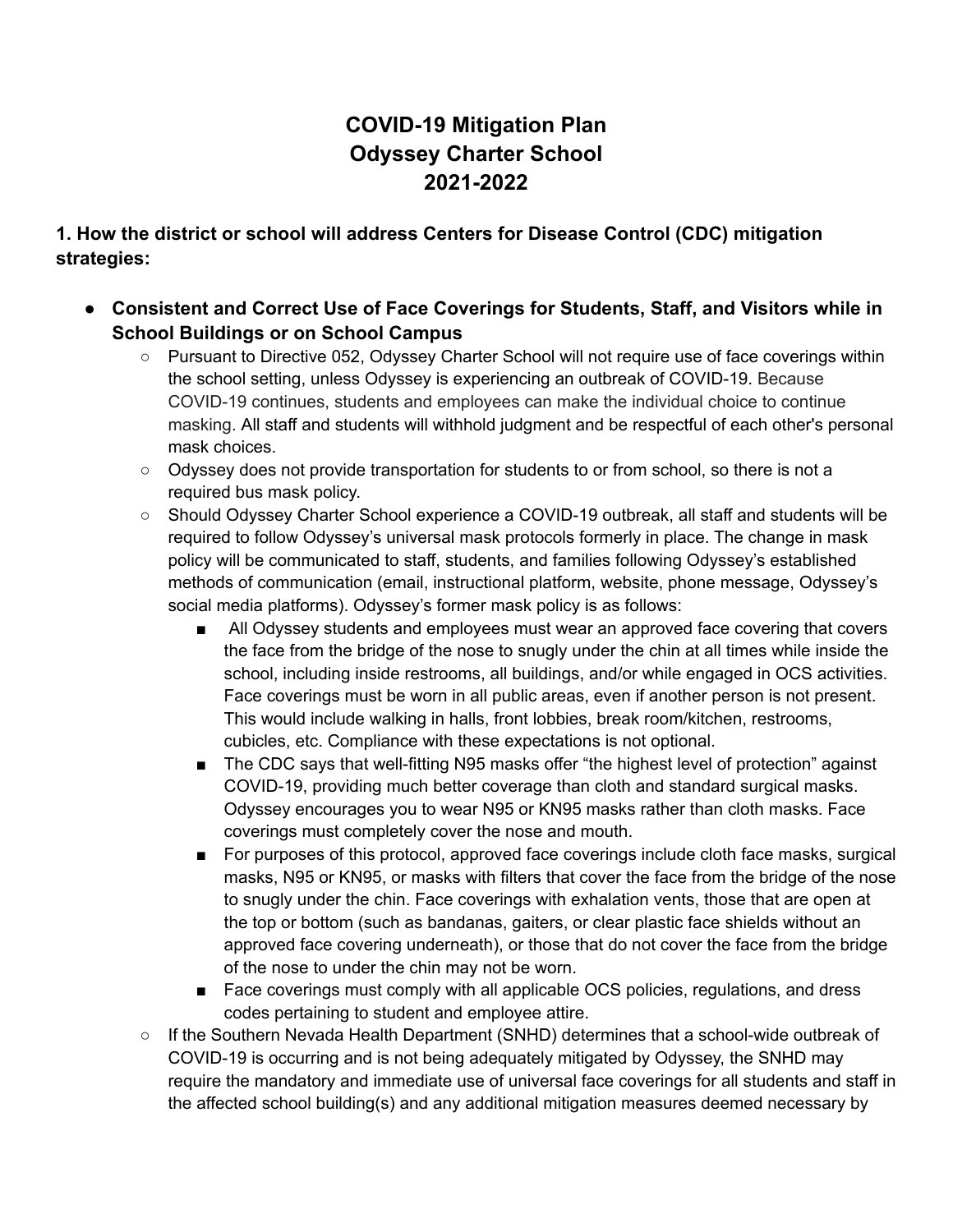# COVID-19 Mitigation Plan
# Odyssey Charter School
# 2021-2022

## 1. How the district or school will address Centers for Disease Control (CDC) mitigation strategies:

- **Consistent and Correct Use of Face Coverings for Students, Staff, and Visitors while in School Buildings or on School Campus**
  - Pursuant to Directive 052, Odyssey Charter School will not require use of face coverings within the school setting, unless Odyssey is experiencing an outbreak of COVID-19. Because COVID-19 continues, students and employees can make the individual choice to continue masking. All staff and students will withhold judgment and be respectful of each other's personal mask choices.
  - Odyssey does not provide transportation for students to or from school, so there is not a required bus mask policy.
  - Should Odyssey Charter School experience a COVID-19 outbreak, all staff and students will be required to follow Odyssey's universal mask protocols formerly in place. The change in mask policy will be communicated to staff, students, and families following Odyssey's established methods of communication (email, instructional platform, website, phone message, Odyssey's social media platforms). Odyssey's former mask policy is as follows:
    - All Odyssey students and employees must wear an approved face covering that covers the face from the bridge of the nose to snugly under the chin at all times while inside the school, including inside restrooms, all buildings, and/or while engaged in OCS activities. Face coverings must be worn in all public areas, even if another person is not present. This would include walking in halls, front lobbies, break room/kitchen, restrooms, cubicles, etc. Compliance with these expectations is not optional.
    - The CDC says that well-fitting N95 masks offer "the highest level of protection" against COVID-19, providing much better coverage than cloth and standard surgical masks. Odyssey encourages you to wear N95 or KN95 masks rather than cloth masks. Face coverings must completely cover the nose and mouth.
    - For purposes of this protocol, approved face coverings include cloth face masks, surgical masks, N95 or KN95, or masks with filters that cover the face from the bridge of the nose to snugly under the chin. Face coverings with exhalation vents, those that are open at the top or bottom (such as bandanas, gaiters, or clear plastic face shields without an approved face covering underneath), or those that do not cover the face from the bridge of the nose to under the chin may not be worn.
    - Face coverings must comply with all applicable OCS policies, regulations, and dress codes pertaining to student and employee attire.
  - If the Southern Nevada Health Department (SNHD) determines that a school-wide outbreak of COVID-19 is occurring and is not being adequately mitigated by Odyssey, the SNHD may require the mandatory and immediate use of universal face coverings for all students and staff in the affected school building(s) and any additional mitigation measures deemed necessary by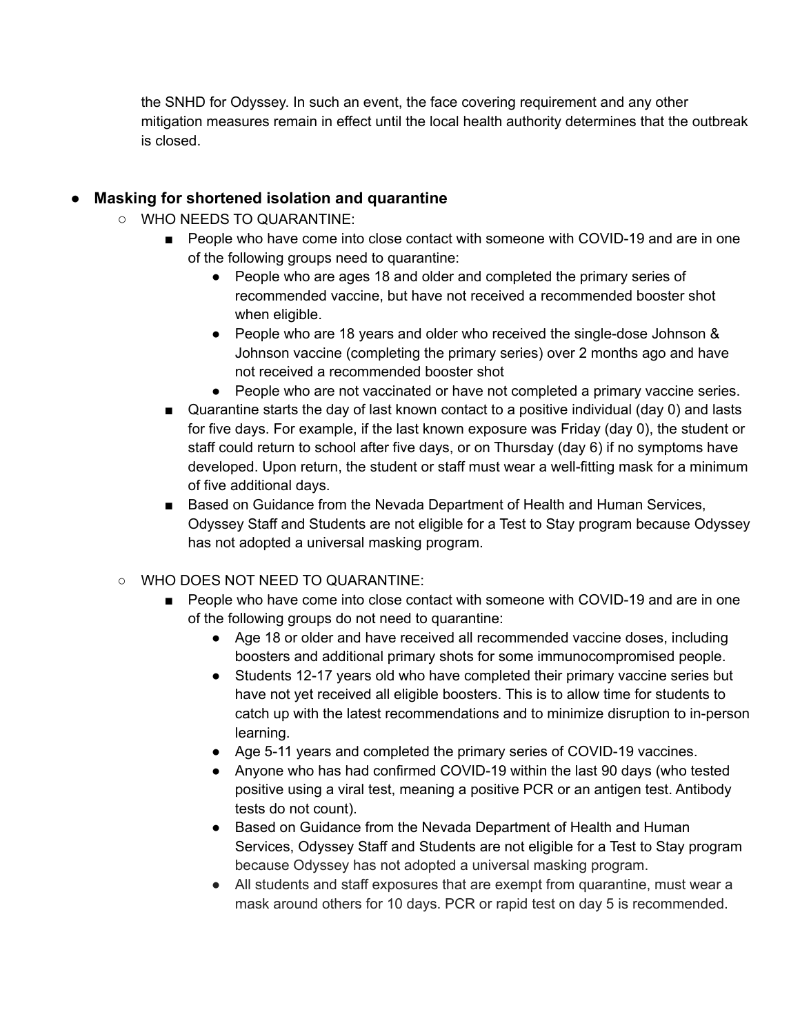the SNHD for Odyssey. In such an event, the face covering requirement and any other mitigation measures remain in effect until the local health authority determines that the outbreak is closed.

- **Masking for shortened isolation and quarantine**
  - WHO NEEDS TO QUARANTINE:
    - People who have come into close contact with someone with COVID-19 and are in one of the following groups need to quarantine:
      - People who are ages 18 and older and completed the primary series of recommended vaccine, but have not received a recommended booster shot when eligible.
      - People who are 18 years and older who received the single-dose Johnson & Johnson vaccine (completing the primary series) over 2 months ago and have not received a recommended booster shot
      - People who are not vaccinated or have not completed a primary vaccine series.
    - Quarantine starts the day of last known contact to a positive individual (day 0) and lasts for five days. For example, if the last known exposure was Friday (day 0), the student or staff could return to school after five days, or on Thursday (day 6) if no symptoms have developed. Upon return, the student or staff must wear a well-fitting mask for a minimum of five additional days.
    - Based on Guidance from the Nevada Department of Health and Human Services, Odyssey Staff and Students are not eligible for a Test to Stay program because Odyssey has not adopted a universal masking program.
  - WHO DOES NOT NEED TO QUARANTINE:
    - People who have come into close contact with someone with COVID-19 and are in one of the following groups do not need to quarantine:
      - Age 18 or older and have received all recommended vaccine doses, including boosters and additional primary shots for some immunocompromised people.
      - Students 12-17 years old who have completed their primary vaccine series but have not yet received all eligible boosters. This is to allow time for students to catch up with the latest recommendations and to minimize disruption to in-person learning.
      - Age 5-11 years and completed the primary series of COVID-19 vaccines.
      - Anyone who has had confirmed COVID-19 within the last 90 days (who tested positive using a viral test, meaning a positive PCR or an antigen test. Antibody tests do not count).
      - Based on Guidance from the Nevada Department of Health and Human Services, Odyssey Staff and Students are not eligible for a Test to Stay program because Odyssey has not adopted a universal masking program.
      - All students and staff exposures that are exempt from quarantine, must wear a mask around others for 10 days. PCR or rapid test on day 5 is recommended.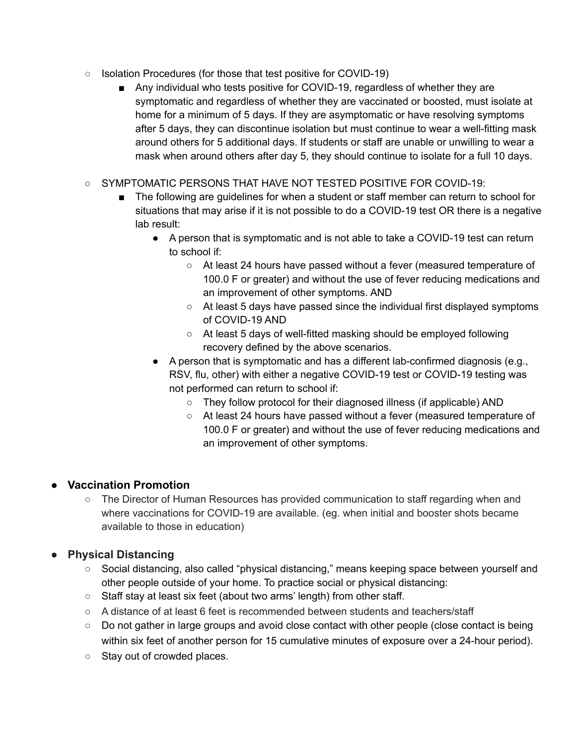- Isolation Procedures (for those that test positive for COVID-19)
    - Any individual who tests positive for COVID-19, regardless of whether they are symptomatic and regardless of whether they are vaccinated or boosted, must isolate at home for a minimum of 5 days. If they are asymptomatic or have resolving symptoms after 5 days, they can discontinue isolation but must continue to wear a well-fitting mask around others for 5 additional days. If students or staff are unable or unwilling to wear a mask when around others after day 5, they should continue to isolate for a full 10 days.
- SYMPTOMATIC PERSONS THAT HAVE NOT TESTED POSITIVE FOR COVID-19:
    - The following are guidelines for when a student or staff member can return to school for situations that may arise if it is not possible to do a COVID-19 test OR there is a negative lab result:
        - A person that is symptomatic and is not able to take a COVID-19 test can return to school if:
            - At least 24 hours have passed without a fever (measured temperature of 100.0 F or greater) and without the use of fever reducing medications and an improvement of other symptoms. AND
            - At least 5 days have passed since the individual first displayed symptoms of COVID-19 AND
            - At least 5 days of well-fitted masking should be employed following recovery defined by the above scenarios.
        - A person that is symptomatic and has a different lab-confirmed diagnosis (e.g., RSV, flu, other) with either a negative COVID-19 test or COVID-19 testing was not performed can return to school if:
            - They follow protocol for their diagnosed illness (if applicable) AND
            - At least 24 hours have passed without a fever (measured temperature of 100.0 F or greater) and without the use of fever reducing medications and an improvement of other symptoms.

- **Vaccination Promotion**
    - The Director of Human Resources has provided communication to staff regarding when and where vaccinations for COVID-19 are available. (eg. when initial and booster shots became available to those in education)

- **Physical Distancing**
    - Social distancing, also called "physical distancing," means keeping space between yourself and other people outside of your home. To practice social or physical distancing:
    - Staff stay at least six feet (about two arms' length) from other staff.
    - A distance of at least 6 feet is recommended between students and teachers/staff
    - Do not gather in large groups and avoid close contact with other people (close contact is being within six feet of another person for 15 cumulative minutes of exposure over a 24-hour period).
    - Stay out of crowded places.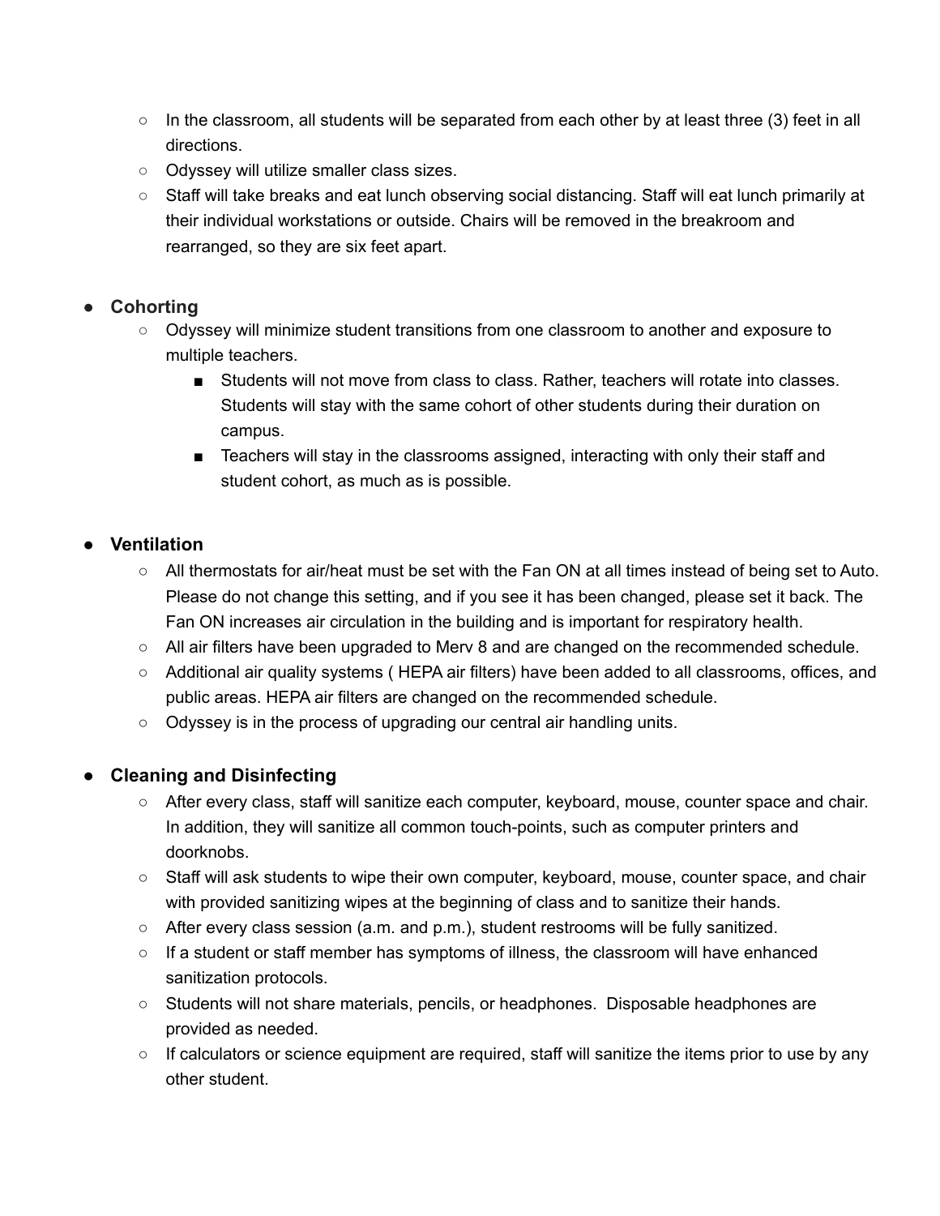- In the classroom, all students will be separated from each other by at least three (3) feet in all directions.
  - Odyssey will utilize smaller class sizes.
  - Staff will take breaks and eat lunch observing social distancing. Staff will eat lunch primarily at their individual workstations or outside. Chairs will be removed in the breakroom and rearranged, so they are six feet apart.

- **Cohorting**
  - Odyssey will minimize student transitions from one classroom to another and exposure to multiple teachers.
    - Students will not move from class to class. Rather, teachers will rotate into classes. Students will stay with the same cohort of other students during their duration on campus.
    - Teachers will stay in the classrooms assigned, interacting with only their staff and student cohort, as much as is possible.

- **Ventilation**
  - All thermostats for air/heat must be set with the Fan ON at all times instead of being set to Auto. Please do not change this setting, and if you see it has been changed, please set it back. The Fan ON increases air circulation in the building and is important for respiratory health.
  - All air filters have been upgraded to Merv 8 and are changed on the recommended schedule.
  - Additional air quality systems ( HEPA air filters) have been added to all classrooms, offices, and public areas. HEPA air filters are changed on the recommended schedule.
  - Odyssey is in the process of upgrading our central air handling units.

- **Cleaning and Disinfecting**
  - After every class, staff will sanitize each computer, keyboard, mouse, counter space and chair. In addition, they will sanitize all common touch-points, such as computer printers and doorknobs.
  - Staff will ask students to wipe their own computer, keyboard, mouse, counter space, and chair with provided sanitizing wipes at the beginning of class and to sanitize their hands.
  - After every class session (a.m. and p.m.), student restrooms will be fully sanitized.
  - If a student or staff member has symptoms of illness, the classroom will have enhanced sanitization protocols.
  - Students will not share materials, pencils, or headphones. Disposable headphones are provided as needed.
  - If calculators or science equipment are required, staff will sanitize the items prior to use by any other student.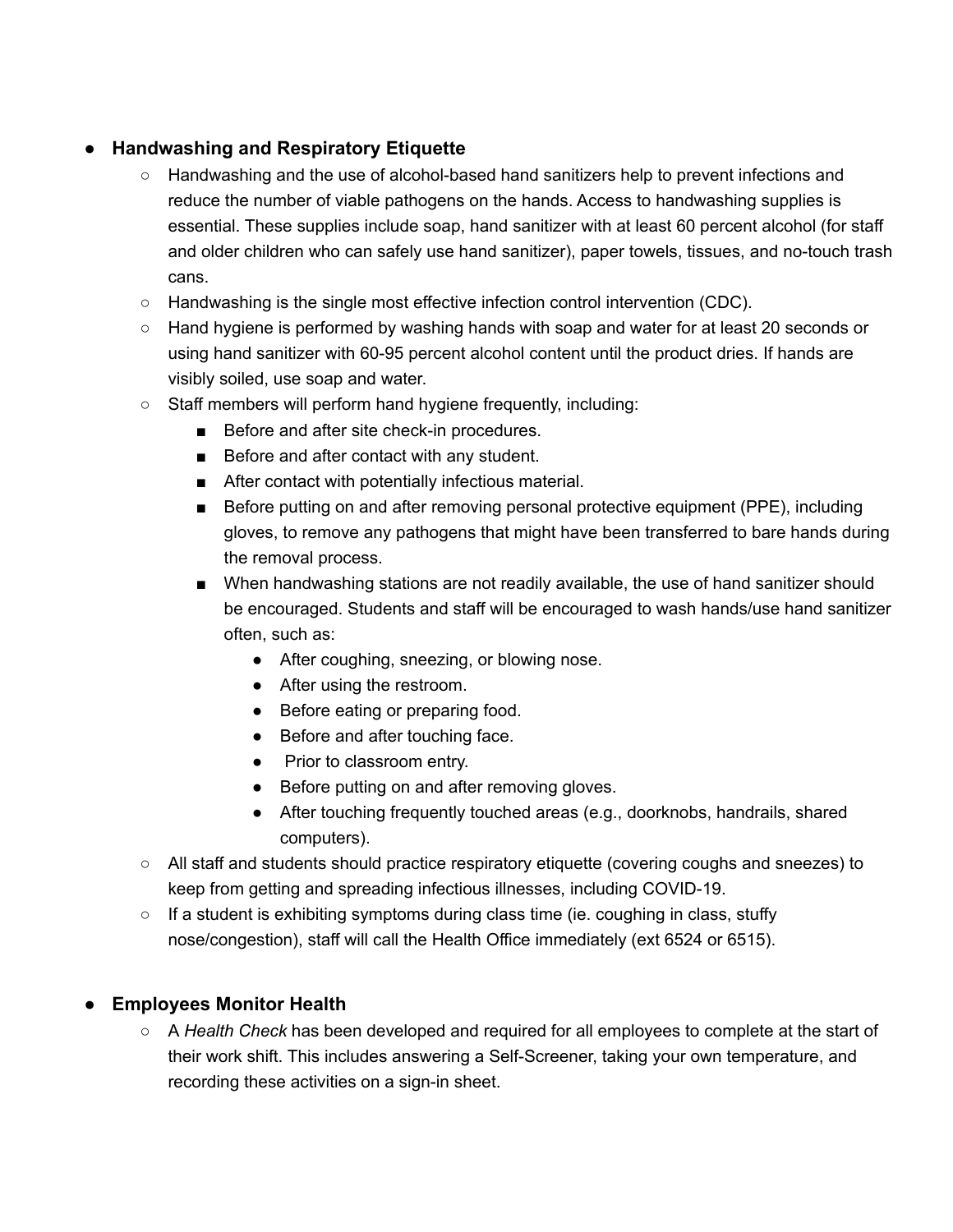- **Handwashing and Respiratory Etiquette**
  - Handwashing and the use of alcohol-based hand sanitizers help to prevent infections and reduce the number of viable pathogens on the hands. Access to handwashing supplies is essential. These supplies include soap, hand sanitizer with at least 60 percent alcohol (for staff and older children who can safely use hand sanitizer), paper towels, tissues, and no-touch trash cans.
  - Handwashing is the single most effective infection control intervention (CDC).
  - Hand hygiene is performed by washing hands with soap and water for at least 20 seconds or using hand sanitizer with 60-95 percent alcohol content until the product dries. If hands are visibly soiled, use soap and water.
  - Staff members will perform hand hygiene frequently, including:
    - Before and after site check-in procedures.
    - Before and after contact with any student.
    - After contact with potentially infectious material.
    - Before putting on and after removing personal protective equipment (PPE), including gloves, to remove any pathogens that might have been transferred to bare hands during the removal process.
    - When handwashing stations are not readily available, the use of hand sanitizer should be encouraged. Students and staff will be encouraged to wash hands/use hand sanitizer often, such as:
      - After coughing, sneezing, or blowing nose.
      - After using the restroom.
      - Before eating or preparing food.
      - Before and after touching face.
      - Prior to classroom entry.
      - Before putting on and after removing gloves.
      - After touching frequently touched areas (e.g., doorknobs, handrails, shared computers).
  - All staff and students should practice respiratory etiquette (covering coughs and sneezes) to keep from getting and spreading infectious illnesses, including COVID-19.
  - If a student is exhibiting symptoms during class time (ie. coughing in class, stuffy nose/congestion), staff will call the Health Office immediately (ext 6524 or 6515).

- **Employees Monitor Health**
  - A *Health Check* has been developed and required for all employees to complete at the start of their work shift. This includes answering a Self-Screener, taking your own temperature, and recording these activities on a sign-in sheet.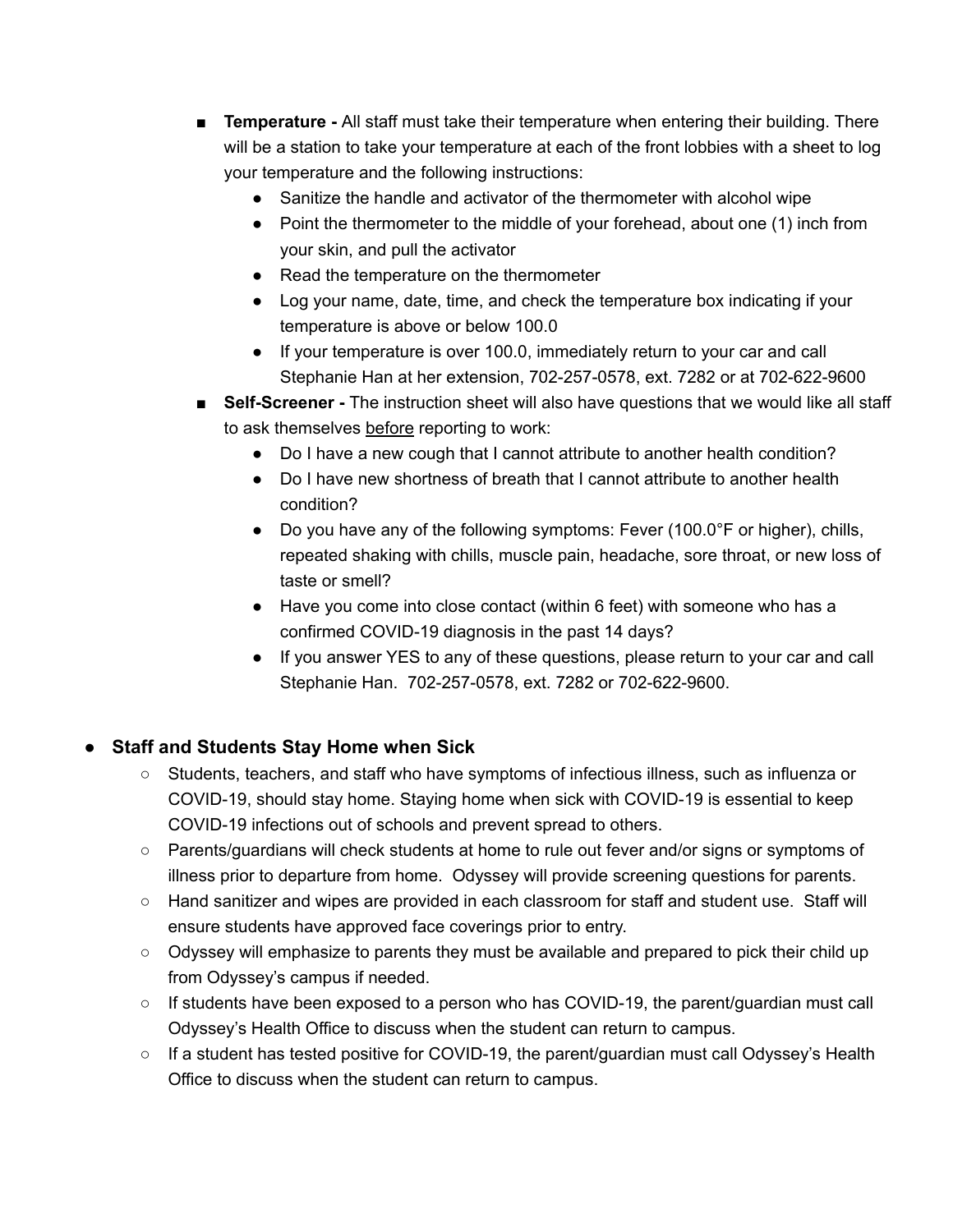- **Temperature -** All staff must take their temperature when entering their building. There will be a station to take your temperature at each of the front lobbies with a sheet to log your temperature and the following instructions:
    - Sanitize the handle and activator of the thermometer with alcohol wipe
    - Point the thermometer to the middle of your forehead, about one (1) inch from your skin, and pull the activator
    - Read the temperature on the thermometer
    - Log your name, date, time, and check the temperature box indicating if your temperature is above or below 100.0
    - If your temperature is over 100.0, immediately return to your car and call Stephanie Han at her extension, 702-257-0578, ext. 7282 or at 702-622-9600
- **Self-Screener -** The instruction sheet will also have questions that we would like all staff to ask themselves <u>before</u> reporting to work:
    - Do I have a new cough that I cannot attribute to another health condition?
    - Do I have new shortness of breath that I cannot attribute to another health condition?
    - Do you have any of the following symptoms: Fever (100.0°F or higher), chills, repeated shaking with chills, muscle pain, headache, sore throat, or new loss of taste or smell?
    - Have you come into close contact (within 6 feet) with someone who has a confirmed COVID-19 diagnosis in the past 14 days?
    - If you answer YES to any of these questions, please return to your car and call Stephanie Han. 702-257-0578, ext. 7282 or 702-622-9600.

- **Staff and Students Stay Home when Sick**
    - Students, teachers, and staff who have symptoms of infectious illness, such as influenza or COVID-19, should stay home. Staying home when sick with COVID-19 is essential to keep COVID-19 infections out of schools and prevent spread to others.
    - Parents/guardians will check students at home to rule out fever and/or signs or symptoms of illness prior to departure from home. Odyssey will provide screening questions for parents.
    - Hand sanitizer and wipes are provided in each classroom for staff and student use. Staff will ensure students have approved face coverings prior to entry.
    - Odyssey will emphasize to parents they must be available and prepared to pick their child up from Odyssey's campus if needed.
    - If students have been exposed to a person who has COVID-19, the parent/guardian must call Odyssey's Health Office to discuss when the student can return to campus.
    - If a student has tested positive for COVID-19, the parent/guardian must call Odyssey's Health Office to discuss when the student can return to campus.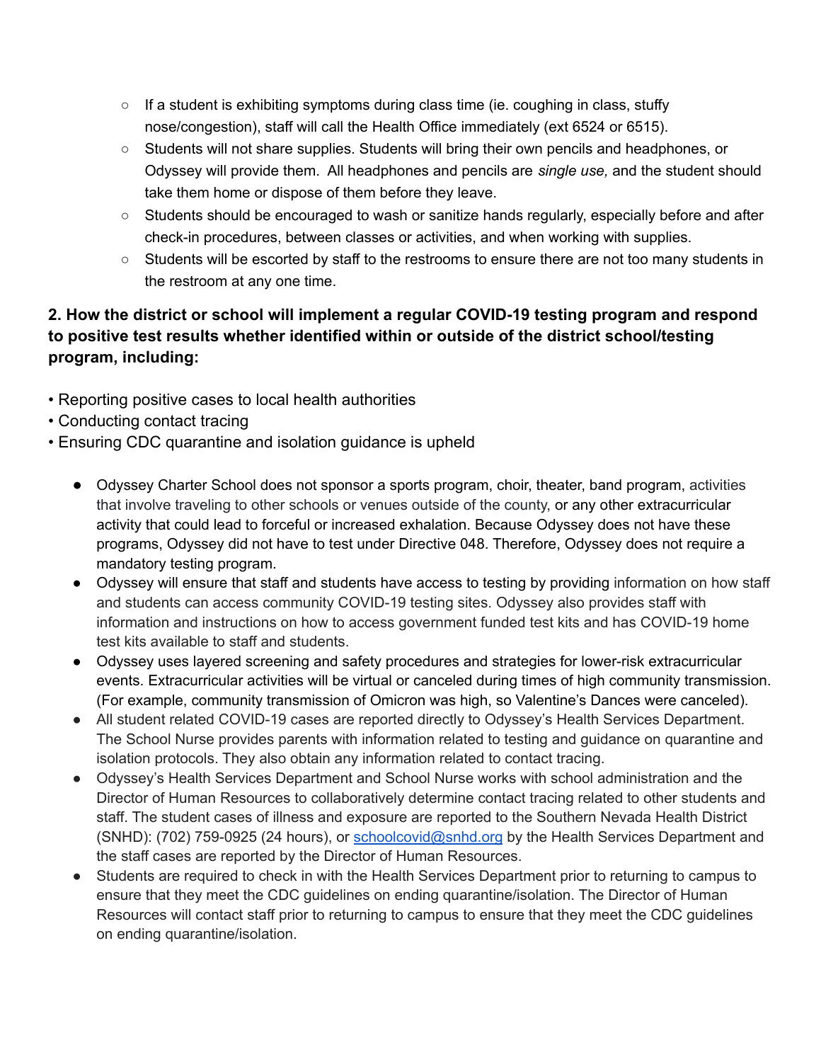- If a student is exhibiting symptoms during class time (ie. coughing in class, stuffy nose/congestion), staff will call the Health Office immediately (ext 6524 or 6515).
- Students will not share supplies. Students will bring their own pencils and headphones, or Odyssey will provide them. All headphones and pencils are *single use,* and the student should take them home or dispose of them before they leave.
- Students should be encouraged to wash or sanitize hands regularly, especially before and after check-in procedures, between classes or activities, and when working with supplies.
- Students will be escorted by staff to the restrooms to ensure there are not too many students in the restroom at any one time.

**2. How the district or school will implement a regular COVID-19 testing program and respond to positive test results whether identified within or outside of the district school/testing program, including:**

• Reporting positive cases to local health authorities
• Conducting contact tracing
• Ensuring CDC quarantine and isolation guidance is upheld

- Odyssey Charter School does not sponsor a sports program, choir, theater, band program, activities that involve traveling to other schools or venues outside of the county, or any other extracurricular activity that could lead to forceful or increased exhalation. Because Odyssey does not have these programs, Odyssey did not have to test under Directive 048. Therefore, Odyssey does not require a mandatory testing program.
- Odyssey will ensure that staff and students have access to testing by providing information on how staff and students can access community COVID-19 testing sites. Odyssey also provides staff with information and instructions on how to access government funded test kits and has COVID-19 home test kits available to staff and students.
- Odyssey uses layered screening and safety procedures and strategies for lower-risk extracurricular events. Extracurricular activities will be virtual or canceled during times of high community transmission. (For example, community transmission of Omicron was high, so Valentine's Dances were canceled).
- All student related COVID-19 cases are reported directly to Odyssey's Health Services Department. The School Nurse provides parents with information related to testing and guidance on quarantine and isolation protocols. They also obtain any information related to contact tracing.
- Odyssey's Health Services Department and School Nurse works with school administration and the Director of Human Resources to collaboratively determine contact tracing related to other students and staff. The student cases of illness and exposure are reported to the Southern Nevada Health District (SNHD): (702) 759-0925 (24 hours), or schoolcovid@snhd.org by the Health Services Department and the staff cases are reported by the Director of Human Resources.
- Students are required to check in with the Health Services Department prior to returning to campus to ensure that they meet the CDC guidelines on ending quarantine/isolation. The Director of Human Resources will contact staff prior to returning to campus to ensure that they meet the CDC guidelines on ending quarantine/isolation.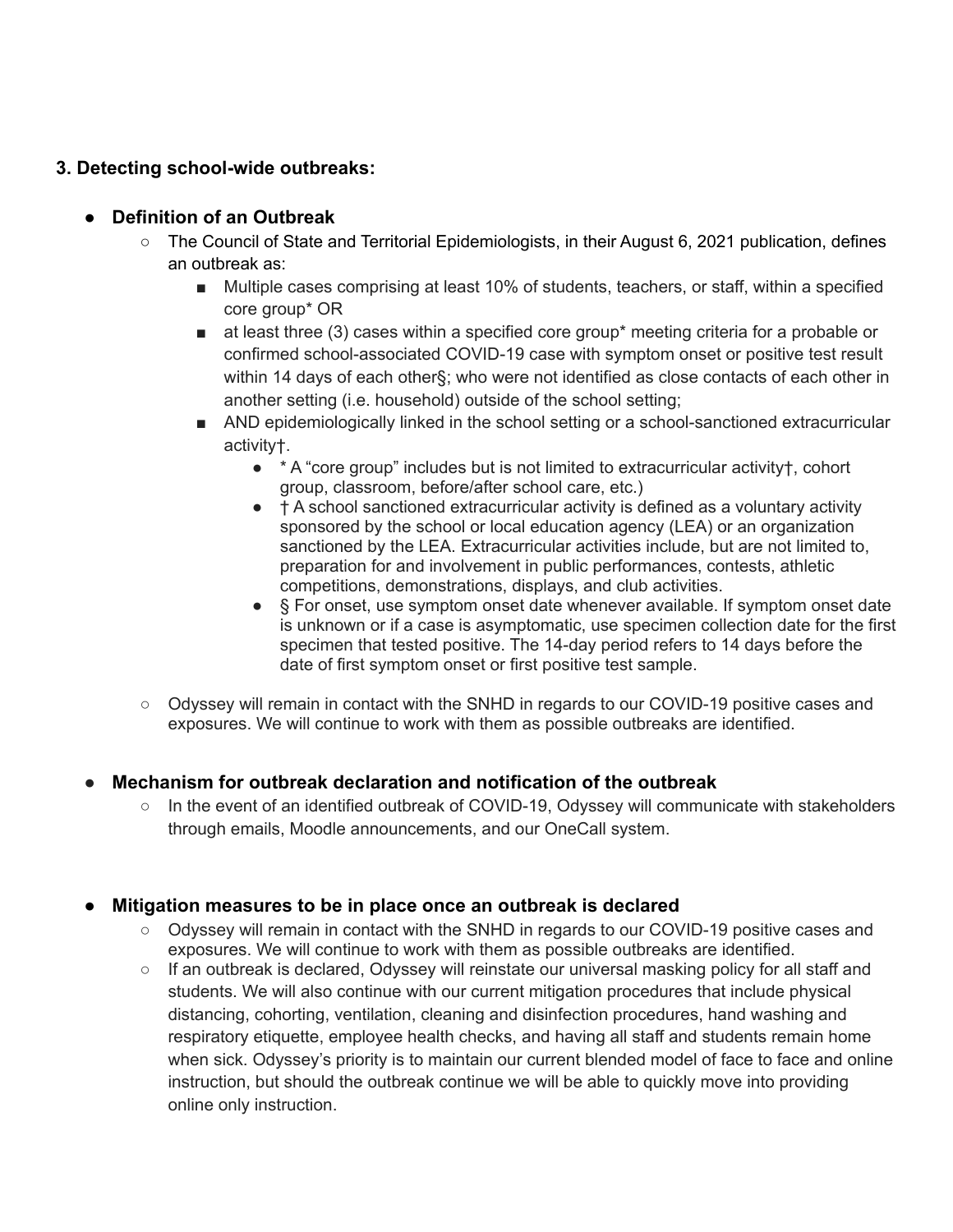### 3. Detecting school-wide outbreaks:

- **Definition of an Outbreak**
  - The Council of State and Territorial Epidemiologists, in their August 6, 2021 publication, defines an outbreak as:
    - Multiple cases comprising at least 10% of students, teachers, or staff, within a specified core group* OR
    - at least three (3) cases within a specified core group* meeting criteria for a probable or confirmed school-associated COVID-19 case with symptom onset or positive test result within 14 days of each other§; who were not identified as close contacts of each other in another setting (i.e. household) outside of the school setting;
    - AND epidemiologically linked in the school setting or a school-sanctioned extracurricular activity†.
      - * A "core group" includes but is not limited to extracurricular activity†, cohort group, classroom, before/after school care, etc.)
      - † A school sanctioned extracurricular activity is defined as a voluntary activity sponsored by the school or local education agency (LEA) or an organization sanctioned by the LEA. Extracurricular activities include, but are not limited to, preparation for and involvement in public performances, contests, athletic competitions, demonstrations, displays, and club activities.
      - § For onset, use symptom onset date whenever available. If symptom onset date is unknown or if a case is asymptomatic, use specimen collection date for the first specimen that tested positive. The 14-day period refers to 14 days before the date of first symptom onset or first positive test sample.
  - Odyssey will remain in contact with the SNHD in regards to our COVID-19 positive cases and exposures. We will continue to work with them as possible outbreaks are identified.

- **Mechanism for outbreak declaration and notification of the outbreak**
  - In the event of an identified outbreak of COVID-19, Odyssey will communicate with stakeholders through emails, Moodle announcements, and our OneCall system.

- **Mitigation measures to be in place once an outbreak is declared**
  - Odyssey will remain in contact with the SNHD in regards to our COVID-19 positive cases and exposures. We will continue to work with them as possible outbreaks are identified.
  - If an outbreak is declared, Odyssey will reinstate our universal masking policy for all staff and students. We will also continue with our current mitigation procedures that include physical distancing, cohorting, ventilation, cleaning and disinfection procedures, hand washing and respiratory etiquette, employee health checks, and having all staff and students remain home when sick. Odyssey's priority is to maintain our current blended model of face to face and online instruction, but should the outbreak continue we will be able to quickly move into providing online only instruction.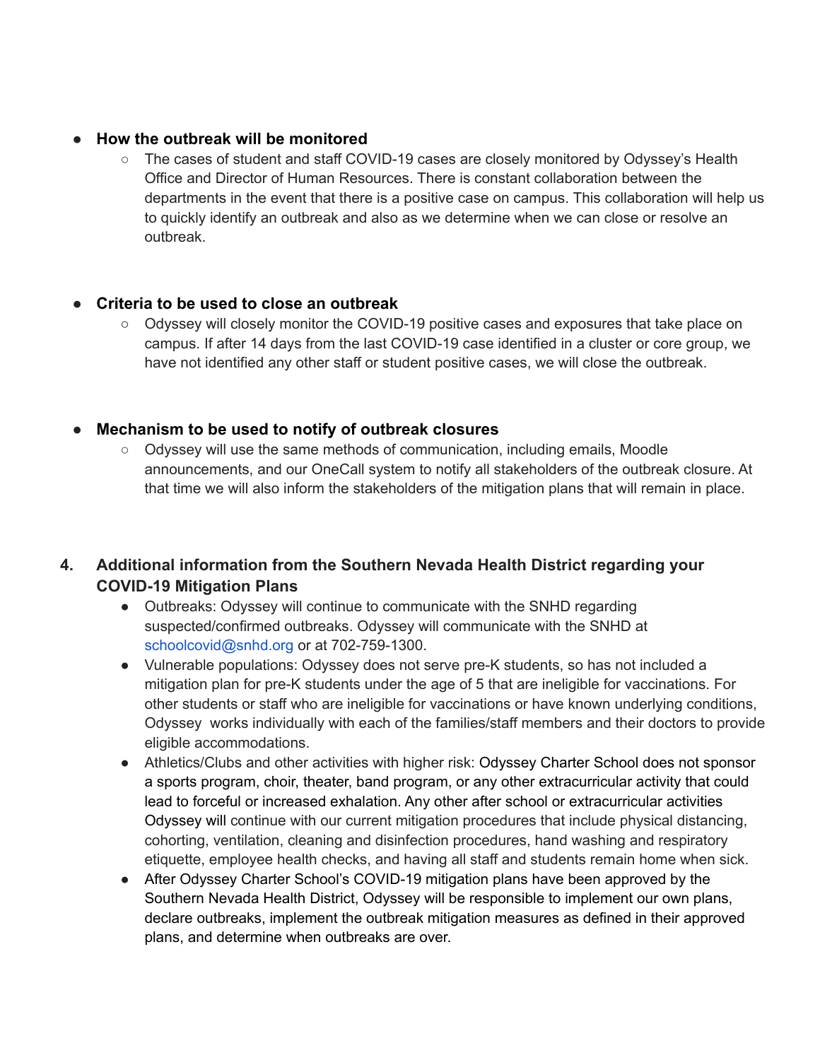- **How the outbreak will be monitored**
    - The cases of student and staff COVID-19 cases are closely monitored by Odyssey's Health Office and Director of Human Resources. There is constant collaboration between the departments in the event that there is a positive case on campus. This collaboration will help us to quickly identify an outbreak and also as we determine when we can close or resolve an outbreak.

- **Criteria to be used to close an outbreak**
    - Odyssey will closely monitor the COVID-19 positive cases and exposures that take place on campus. If after 14 days from the last COVID-19 case identified in a cluster or core group, we have not identified any other staff or student positive cases, we will close the outbreak.

- **Mechanism to be used to notify of outbreak closures**
    - Odyssey will use the same methods of communication, including emails, Moodle announcements, and our OneCall system to notify all stakeholders of the outbreak closure. At that time we will also inform the stakeholders of the mitigation plans that will remain in place.

4. **Additional information from the Southern Nevada Health District regarding your COVID-19 Mitigation Plans**
    - Outbreaks: Odyssey will continue to communicate with the SNHD regarding suspected/confirmed outbreaks. Odyssey will communicate with the SNHD at schoolcovid@snhd.org or at 702-759-1300.
    - Vulnerable populations: Odyssey does not serve pre-K students, so has not included a mitigation plan for pre-K students under the age of 5 that are ineligible for vaccinations. For other students or staff who are ineligible for vaccinations or have known underlying conditions, Odyssey works individually with each of the families/staff members and their doctors to provide eligible accommodations.
    - Athletics/Clubs and other activities with higher risk: Odyssey Charter School does not sponsor a sports program, choir, theater, band program, or any other extracurricular activity that could lead to forceful or increased exhalation. Any other after school or extracurricular activities Odyssey will continue with our current mitigation procedures that include physical distancing, cohorting, ventilation, cleaning and disinfection procedures, hand washing and respiratory etiquette, employee health checks, and having all staff and students remain home when sick.
    - After Odyssey Charter School's COVID-19 mitigation plans have been approved by the Southern Nevada Health District, Odyssey will be responsible to implement our own plans, declare outbreaks, implement the outbreak mitigation measures as defined in their approved plans, and determine when outbreaks are over.